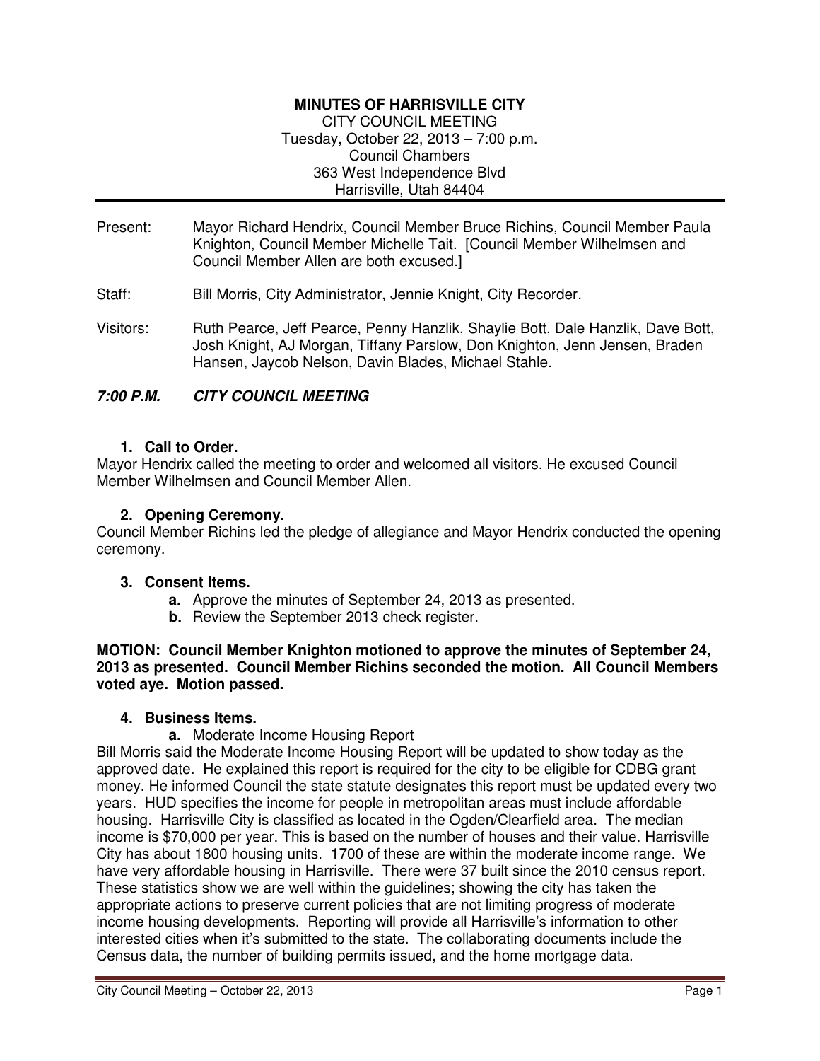**MINUTES OF HARRISVILLE CITY**

CITY COUNCIL MEETING
Tuesday, October 22, 2013 – 7:00 p.m.
Council Chambers
363 West Independence Blvd
Harrisville, Utah 84404

---

Present: Mayor Richard Hendrix, Council Member Bruce Richins, Council Member Paula Knighton, Council Member Michelle Tait. [Council Member Wilhelmsen and Council Member Allen are both excused.]

Staff: Bill Morris, City Administrator, Jennie Knight, City Recorder.

Visitors: Ruth Pearce, Jeff Pearce, Penny Hanzlik, Shaylie Bott, Dale Hanzlik, Dave Bott, Josh Knight, AJ Morgan, Tiffany Parslow, Don Knighton, Jenn Jensen, Braden Hansen, Jaycob Nelson, Davin Blades, Michael Stahle.

## *7:00 P.M. CITY COUNCIL MEETING*

### 1. Call to Order.

Mayor Hendrix called the meeting to order and welcomed all visitors. He excused Council Member Wilhelmsen and Council Member Allen.

### 2. Opening Ceremony.

Council Member Richins led the pledge of allegiance and Mayor Hendrix conducted the opening ceremony.

### 3. Consent Items.

- **a.** Approve the minutes of September 24, 2013 as presented.
- **b.** Review the September 2013 check register.

**MOTION: Council Member Knighton motioned to approve the minutes of September 24, 2013 as presented. Council Member Richins seconded the motion. All Council Members voted aye. Motion passed.**

### 4. Business Items.

- **a.** Moderate Income Housing Report

Bill Morris said the Moderate Income Housing Report will be updated to show today as the approved date. He explained this report is required for the city to be eligible for CDBG grant money. He informed Council the state statute designates this report must be updated every two years. HUD specifies the income for people in metropolitan areas must include affordable housing. Harrisville City is classified as located in the Ogden/Clearfield area. The median income is $70,000 per year. This is based on the number of houses and their value. Harrisville City has about 1800 housing units. 1700 of these are within the moderate income range. We have very affordable housing in Harrisville. There were 37 built since the 2010 census report. These statistics show we are well within the guidelines; showing the city has taken the appropriate actions to preserve current policies that are not limiting progress of moderate income housing developments. Reporting will provide all Harrisville's information to other interested cities when it's submitted to the state. The collaborating documents include the Census data, the number of building permits issued, and the home mortgage data.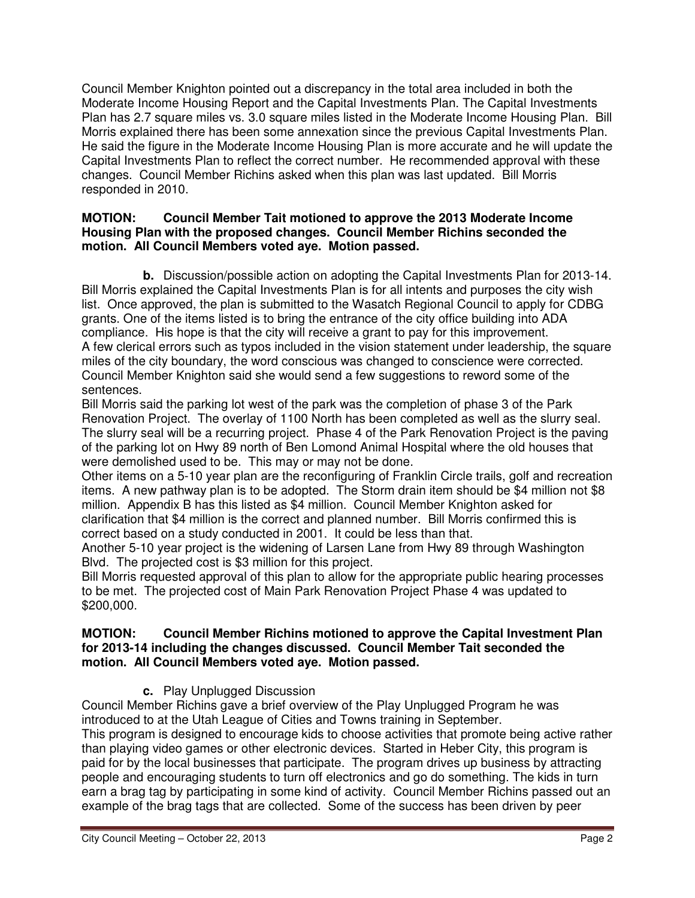Council Member Knighton pointed out a discrepancy in the total area included in both the Moderate Income Housing Report and the Capital Investments Plan. The Capital Investments Plan has 2.7 square miles vs. 3.0 square miles listed in the Moderate Income Housing Plan. Bill Morris explained there has been some annexation since the previous Capital Investments Plan. He said the figure in the Moderate Income Housing Plan is more accurate and he will update the Capital Investments Plan to reflect the correct number. He recommended approval with these changes. Council Member Richins asked when this plan was last updated. Bill Morris responded in 2010.

**MOTION: Council Member Tait motioned to approve the 2013 Moderate Income Housing Plan with the proposed changes. Council Member Richins seconded the motion. All Council Members voted aye. Motion passed.**

**b.** Discussion/possible action on adopting the Capital Investments Plan for 2013-14. Bill Morris explained the Capital Investments Plan is for all intents and purposes the city wish list. Once approved, the plan is submitted to the Wasatch Regional Council to apply for CDBG grants. One of the items listed is to bring the entrance of the city office building into ADA compliance. His hope is that the city will receive a grant to pay for this improvement.
A few clerical errors such as typos included in the vision statement under leadership, the square miles of the city boundary, the word conscious was changed to conscience were corrected. Council Member Knighton said she would send a few suggestions to reword some of the sentences.
Bill Morris said the parking lot west of the park was the completion of phase 3 of the Park Renovation Project. The overlay of 1100 North has been completed as well as the slurry seal. The slurry seal will be a recurring project. Phase 4 of the Park Renovation Project is the paving of the parking lot on Hwy 89 north of Ben Lomond Animal Hospital where the old houses that were demolished used to be. This may or may not be done.
Other items on a 5-10 year plan are the reconfiguring of Franklin Circle trails, golf and recreation items. A new pathway plan is to be adopted. The Storm drain item should be \$4 million not \$8 million. Appendix B has this listed as \$4 million. Council Member Knighton asked for clarification that \$4 million is the correct and planned number. Bill Morris confirmed this is correct based on a study conducted in 2001. It could be less than that.
Another 5-10 year project is the widening of Larsen Lane from Hwy 89 through Washington Blvd. The projected cost is \$3 million for this project.
Bill Morris requested approval of this plan to allow for the appropriate public hearing processes to be met. The projected cost of Main Park Renovation Project Phase 4 was updated to \$200,000.

**MOTION: Council Member Richins motioned to approve the Capital Investment Plan for 2013-14 including the changes discussed. Council Member Tait seconded the motion. All Council Members voted aye. Motion passed.**

**c.** Play Unplugged Discussion
Council Member Richins gave a brief overview of the Play Unplugged Program he was introduced to at the Utah League of Cities and Towns training in September.
This program is designed to encourage kids to choose activities that promote being active rather than playing video games or other electronic devices. Started in Heber City, this program is paid for by the local businesses that participate. The program drives up business by attracting people and encouraging students to turn off electronics and go do something. The kids in turn earn a brag tag by participating in some kind of activity. Council Member Richins passed out an example of the brag tags that are collected. Some of the success has been driven by peer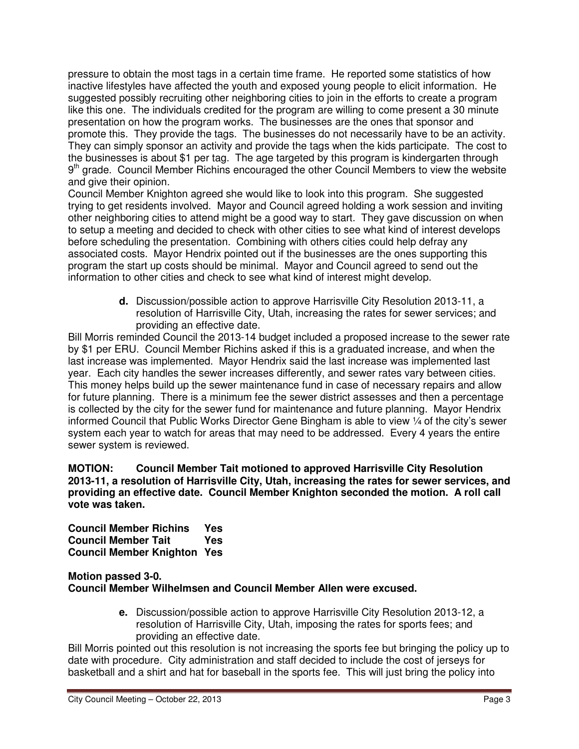pressure to obtain the most tags in a certain time frame. He reported some statistics of how inactive lifestyles have affected the youth and exposed young people to elicit information. He suggested possibly recruiting other neighboring cities to join in the efforts to create a program like this one. The individuals credited for the program are willing to come present a 30 minute presentation on how the program works. The businesses are the ones that sponsor and promote this. They provide the tags. The businesses do not necessarily have to be an activity. They can simply sponsor an activity and provide the tags when the kids participate. The cost to the businesses is about $1 per tag. The age targeted by this program is kindergarten through 9th grade. Council Member Richins encouraged the other Council Members to view the website and give their opinion.

Council Member Knighton agreed she would like to look into this program. She suggested trying to get residents involved. Mayor and Council agreed holding a work session and inviting other neighboring cities to attend might be a good way to start. They gave discussion on when to setup a meeting and decided to check with other cities to see what kind of interest develops before scheduling the presentation. Combining with others cities could help defray any associated costs. Mayor Hendrix pointed out if the businesses are the ones supporting this program the start up costs should be minimal. Mayor and Council agreed to send out the information to other cities and check to see what kind of interest might develop.

> **d.** Discussion/possible action to approve Harrisville City Resolution 2013-11, a resolution of Harrisville City, Utah, increasing the rates for sewer services; and providing an effective date.

Bill Morris reminded Council the 2013-14 budget included a proposed increase to the sewer rate by $1 per ERU. Council Member Richins asked if this is a graduated increase, and when the last increase was implemented. Mayor Hendrix said the last increase was implemented last year. Each city handles the sewer increases differently, and sewer rates vary between cities. This money helps build up the sewer maintenance fund in case of necessary repairs and allow for future planning. There is a minimum fee the sewer district assesses and then a percentage is collected by the city for the sewer fund for maintenance and future planning. Mayor Hendrix informed Council that Public Works Director Gene Bingham is able to view ¼ of the city's sewer system each year to watch for areas that may need to be addressed. Every 4 years the entire sewer system is reviewed.

**MOTION: Council Member Tait motioned to approved Harrisville City Resolution 2013-11, a resolution of Harrisville City, Utah, increasing the rates for sewer services, and providing an effective date. Council Member Knighton seconded the motion. A roll call vote was taken.**

**Council Member Richins Yes**
**Council Member Tait Yes**
**Council Member Knighton Yes**

**Motion passed 3-0.**
**Council Member Wilhelmsen and Council Member Allen were excused.**

> **e.** Discussion/possible action to approve Harrisville City Resolution 2013-12, a resolution of Harrisville City, Utah, imposing the rates for sports fees; and providing an effective date.

Bill Morris pointed out this resolution is not increasing the sports fee but bringing the policy up to date with procedure. City administration and staff decided to include the cost of jerseys for basketball and a shirt and hat for baseball in the sports fee. This will just bring the policy into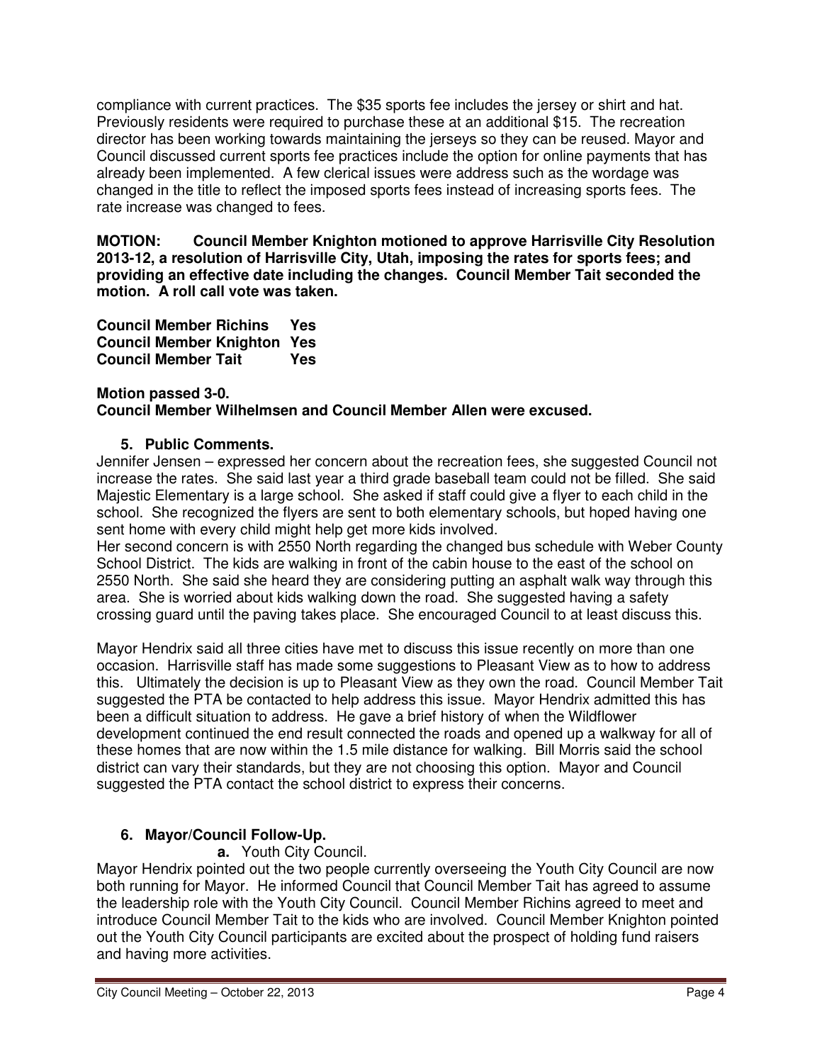compliance with current practices. The $35 sports fee includes the jersey or shirt and hat. Previously residents were required to purchase these at an additional $15. The recreation director has been working towards maintaining the jerseys so they can be reused. Mayor and Council discussed current sports fee practices include the option for online payments that has already been implemented. A few clerical issues were address such as the wordage was changed in the title to reflect the imposed sports fees instead of increasing sports fees. The rate increase was changed to fees.

**MOTION: Council Member Knighton motioned to approve Harrisville City Resolution 2013-12, a resolution of Harrisville City, Utah, imposing the rates for sports fees; and providing an effective date including the changes. Council Member Tait seconded the motion. A roll call vote was taken.**

**Council Member Richins Yes**
**Council Member Knighton Yes**
**Council Member Tait Yes**

**Motion passed 3-0.**
**Council Member Wilhelmsen and Council Member Allen were excused.**

**5. Public Comments.**

Jennifer Jensen – expressed her concern about the recreation fees, she suggested Council not increase the rates. She said last year a third grade baseball team could not be filled. She said Majestic Elementary is a large school. She asked if staff could give a flyer to each child in the school. She recognized the flyers are sent to both elementary schools, but hoped having one sent home with every child might help get more kids involved.

Her second concern is with 2550 North regarding the changed bus schedule with Weber County School District. The kids are walking in front of the cabin house to the east of the school on 2550 North. She said she heard they are considering putting an asphalt walk way through this area. She is worried about kids walking down the road. She suggested having a safety crossing guard until the paving takes place. She encouraged Council to at least discuss this.

Mayor Hendrix said all three cities have met to discuss this issue recently on more than one occasion. Harrisville staff has made some suggestions to Pleasant View as to how to address this. Ultimately the decision is up to Pleasant View as they own the road. Council Member Tait suggested the PTA be contacted to help address this issue. Mayor Hendrix admitted this has been a difficult situation to address. He gave a brief history of when the Wildflower development continued the end result connected the roads and opened up a walkway for all of these homes that are now within the 1.5 mile distance for walking. Bill Morris said the school district can vary their standards, but they are not choosing this option. Mayor and Council suggested the PTA contact the school district to express their concerns.

**6. Mayor/Council Follow-Up.**

**a.** Youth City Council.

Mayor Hendrix pointed out the two people currently overseeing the Youth City Council are now both running for Mayor. He informed Council that Council Member Tait has agreed to assume the leadership role with the Youth City Council. Council Member Richins agreed to meet and introduce Council Member Tait to the kids who are involved. Council Member Knighton pointed out the Youth City Council participants are excited about the prospect of holding fund raisers and having more activities.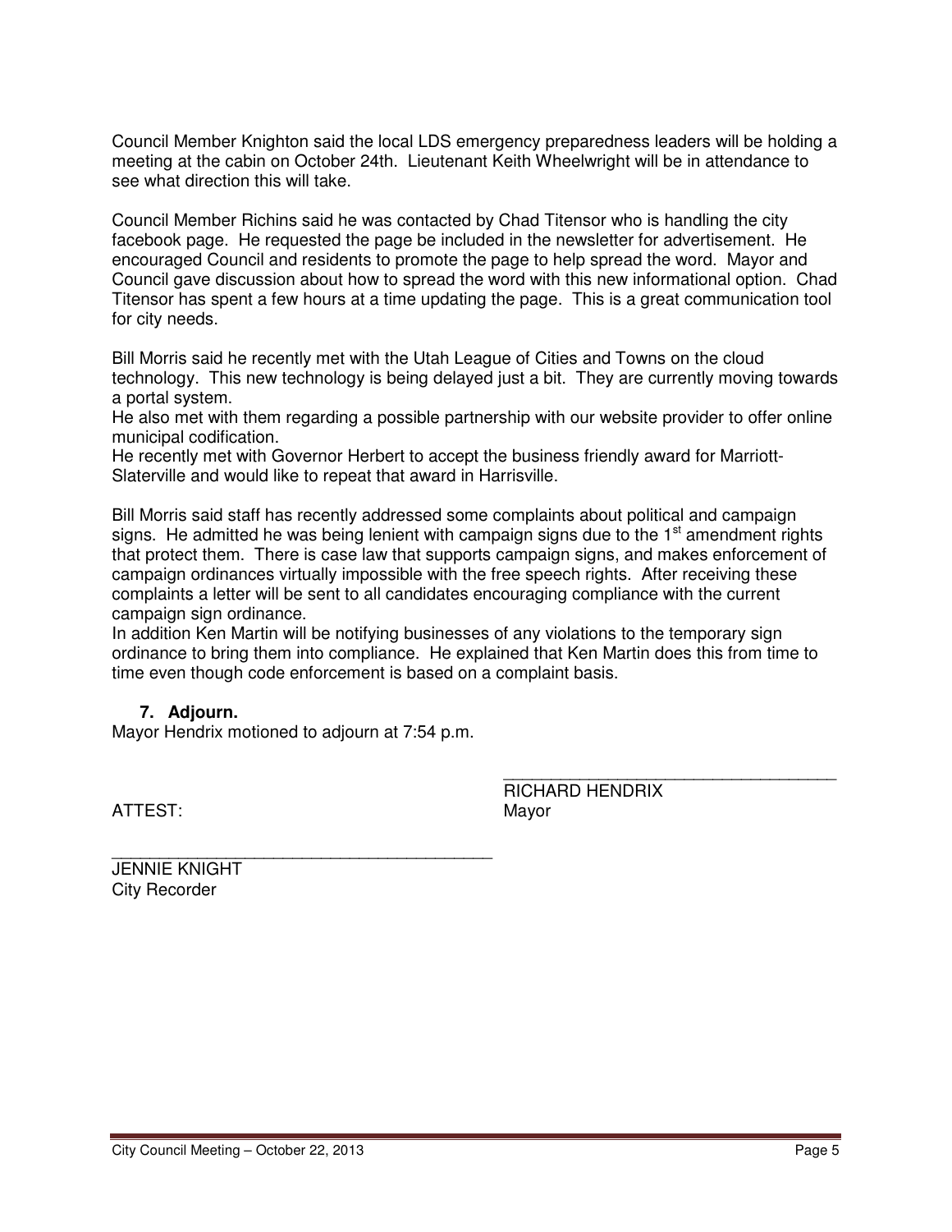Council Member Knighton said the local LDS emergency preparedness leaders will be holding a meeting at the cabin on October 24th. Lieutenant Keith Wheelwright will be in attendance to see what direction this will take.

Council Member Richins said he was contacted by Chad Titensor who is handling the city facebook page. He requested the page be included in the newsletter for advertisement. He encouraged Council and residents to promote the page to help spread the word. Mayor and Council gave discussion about how to spread the word with this new informational option. Chad Titensor has spent a few hours at a time updating the page. This is a great communication tool for city needs.

Bill Morris said he recently met with the Utah League of Cities and Towns on the cloud technology. This new technology is being delayed just a bit. They are currently moving towards a portal system.
He also met with them regarding a possible partnership with our website provider to offer online municipal codification.
He recently met with Governor Herbert to accept the business friendly award for Marriott-Slaterville and would like to repeat that award in Harrisville.

Bill Morris said staff has recently addressed some complaints about political and campaign signs. He admitted he was being lenient with campaign signs due to the 1st amendment rights that protect them. There is case law that supports campaign signs, and makes enforcement of campaign ordinances virtually impossible with the free speech rights. After receiving these complaints a letter will be sent to all candidates encouraging compliance with the current campaign sign ordinance.
In addition Ken Martin will be notifying businesses of any violations to the temporary sign ordinance to bring them into compliance. He explained that Ken Martin does this from time to time even though code enforcement is based on a complaint basis.

**7. Adjourn.**

Mayor Hendrix motioned to adjourn at 7:54 p.m.

\_\_\_\_\_\_\_\_\_\_\_\_\_\_\_\_\_\_\_\_\_\_\_\_\_\_\_\_\_\_\_\_\_\_\_\_
RICHARD HENDRIX
Mayor

ATTEST:

\_\_\_\_\_\_\_\_\_\_\_\_\_\_\_\_\_\_\_\_\_\_\_\_\_\_\_\_\_\_\_\_\_\_\_\_\_\_\_\_
JENNIE KNIGHT
City Recorder